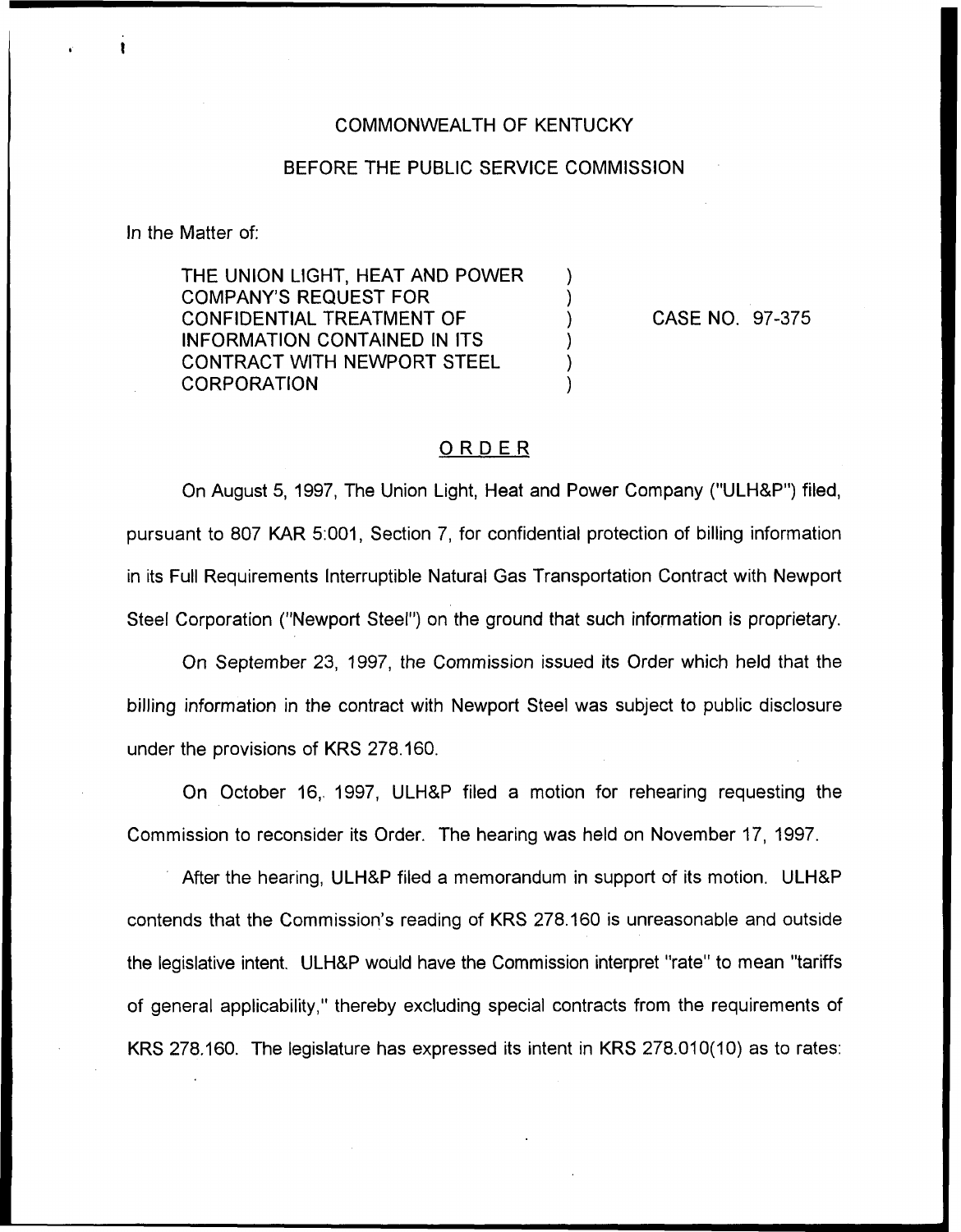COMMONWEALTH OF KENTUCKY

BEFORE THE PUBLIC SERVICE COMMISSION

In the Matter of:

THE UNION LIGHT, HEAT AND POWER COMPANY'S REQUEST FOR CONFIDENTIAL TREATMENT OF INFORMATION CONTAINED IN ITS CONTRACT WITH NEWPORT STEEL CORPORATION ) CASE NO. 97-375

## ORDER

On August 5, 1997, The Union Light, Heat and Power Company ("ULH&P") filed, pursuant to 807 KAR 5:001, Section 7, for confidential protection of billing information in its Full Requirements Interruptible Natural Gas Transportation Contract with Newport Steel Corporation ("Newport Steel") on the ground that such information is proprietary.

On September 23, 1997, the Commission issued its Order which held that the billing information in the contract with Newport Steel was subject to public disclosure under the provisions of KRS 278.160.

On October 16, 1997, ULH&P filed a motion for rehearing requesting the Commission to reconsider its Order. The hearing was held on November 17, 1997.

After the hearing, ULH&P filed a memorandum in support of its motion. ULH&P contends that the Commission's reading of KRS 278.160 is unreasonable and outside the legislative intent. ULH&P would have the Commission interpret "rate" to mean "tariffs of general applicability," thereby excluding special contracts from the requirements of KRS 278.160. The legislature has expressed its intent in KRS 278.010(10) as to rates: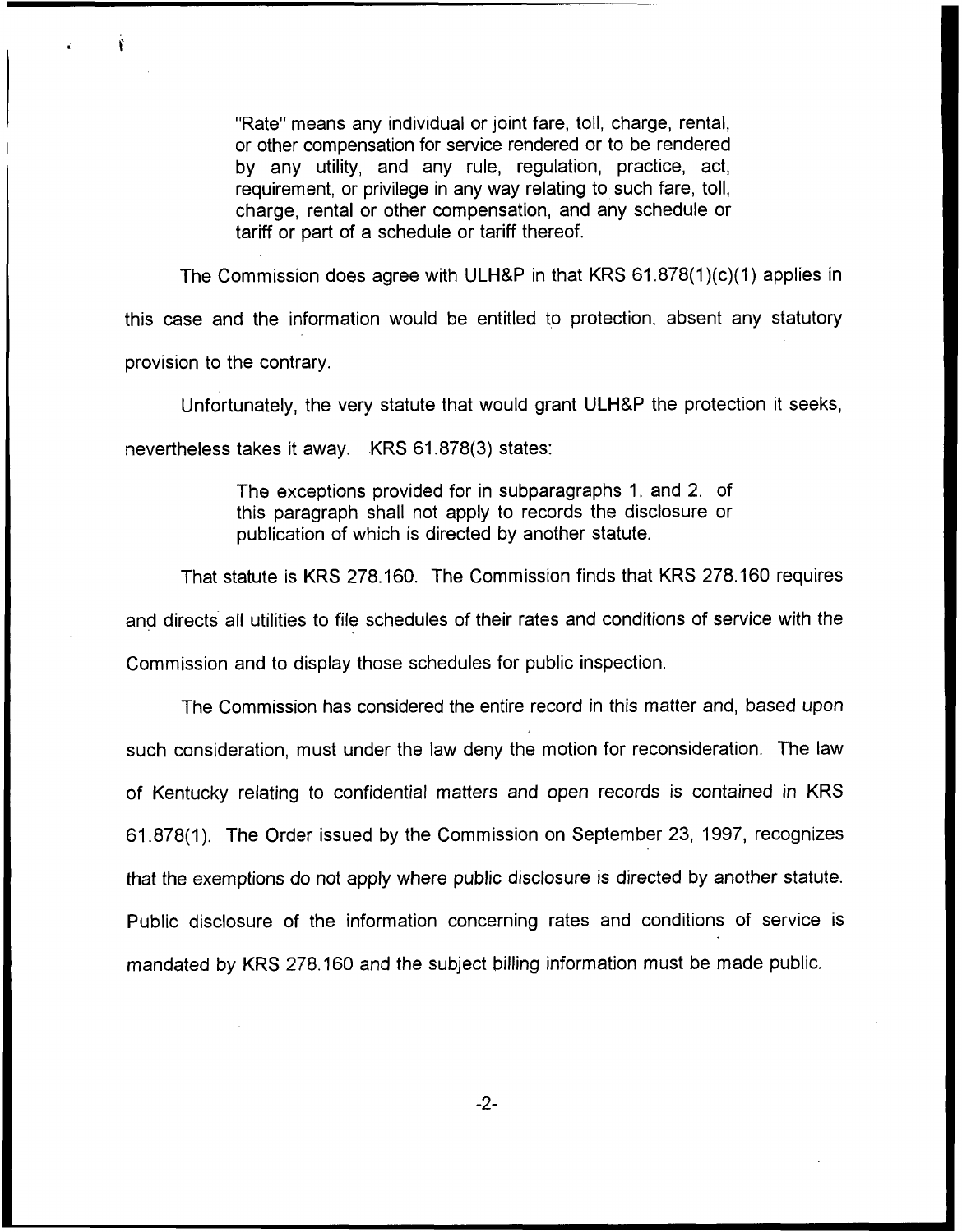> "Rate" means any individual or joint fare, toll, charge, rental, or other compensation for service rendered or to be rendered by any utility, and any rule, regulation, practice, act, requirement, or privilege in any way relating to such fare, toll, charge, rental or other compensation, and any schedule or tariff or part of a schedule or tariff thereof.

The Commission does agree with ULH&P in that KRS 61.878(1)(c)(1) applies in this case and the information would be entitled to protection, absent any statutory provision to the contrary.

Unfortunately, the very statute that would grant ULH&P the protection it seeks, nevertheless takes it away. KRS 61.878(3) states:

> The exceptions provided for in subparagraphs 1. and 2. of this paragraph shall not apply to records the disclosure or publication of which is directed by another statute.

That statute is KRS 278.160. The Commission finds that KRS 278.160 requires and directs all utilities to file schedules of their rates and conditions of service with the Commission and to display those schedules for public inspection.

The Commission has considered the entire record in this matter and, based upon such consideration, must under the law deny the motion for reconsideration. The law of Kentucky relating to confidential matters and open records is contained in KRS 61.878(1). The Order issued by the Commission on September 23, 1997, recognizes that the exemptions do not apply where public disclosure is directed by another statute. Public disclosure of the information concerning rates and conditions of service is mandated by KRS 278.160 and the subject billing information must be made public.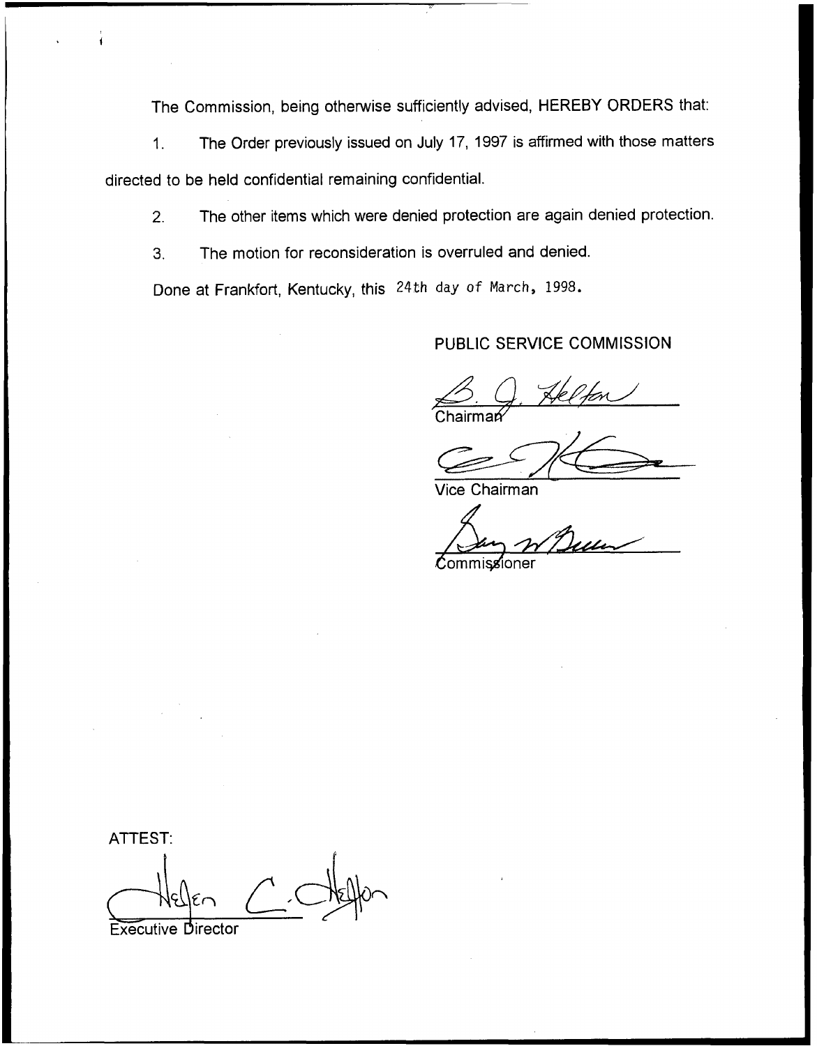The Commission, being otherwise sufficiently advised, HEREBY ORDERS that:

1. The Order previously issued on July 17, 1997 is affirmed with those matters directed to be held confidential remaining confidential.

2. The other items which were denied protection are again denied protection.

3. The motion for reconsideration is overruled and denied.

Done at Frankfort, Kentucky, this 24th day of March, 1998.

PUBLIC SERVICE COMMISSION

Chairman

Vice Chairman

Commissioner

ATTEST:

Executive Director